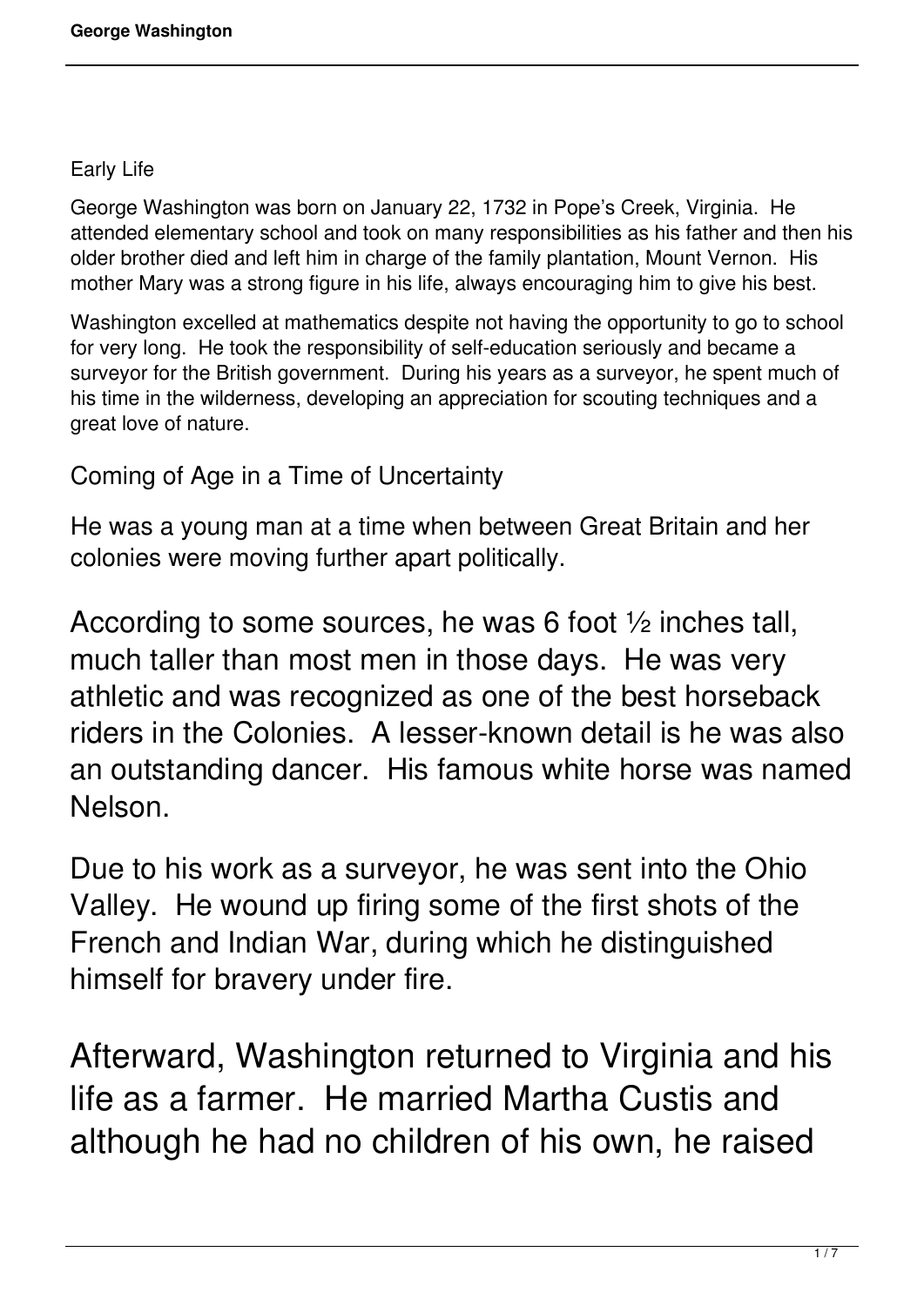## Early Life

George Washington was born on January 22, 1732 in Pope's Creek, Virginia. He attended elementary school and took on many responsibilities as his father and then his older brother died and left him in charge of the family plantation, Mount Vernon. His mother Mary was a strong figure in his life, always encouraging him to give his best.

Washington excelled at mathematics despite not having the opportunity to go to school for very long. He took the responsibility of self-education seriously and became a surveyor for the British government. During his years as a surveyor, he spent much of his time in the wilderness, developing an appreciation for scouting techniques and a great love of nature.

## Coming of Age in a Time of Uncertainty

He was a young man at a time when between Great Britain and her colonies were moving further apart politically.

According to some sources, he was 6 foot ½ inches tall, much taller than most men in those days. He was very athletic and was recognized as one of the best horseback riders in the Colonies. A lesser-known detail is he was also an outstanding dancer. His famous white horse was named Nelson.

Due to his work as a surveyor, he was sent into the Ohio Valley. He wound up firing some of the first shots of the French and Indian War, during which he distinguished himself for bravery under fire.

Afterward, Washington returned to Virginia and his life as a farmer. He married Martha Custis and although he had no children of his own, he raised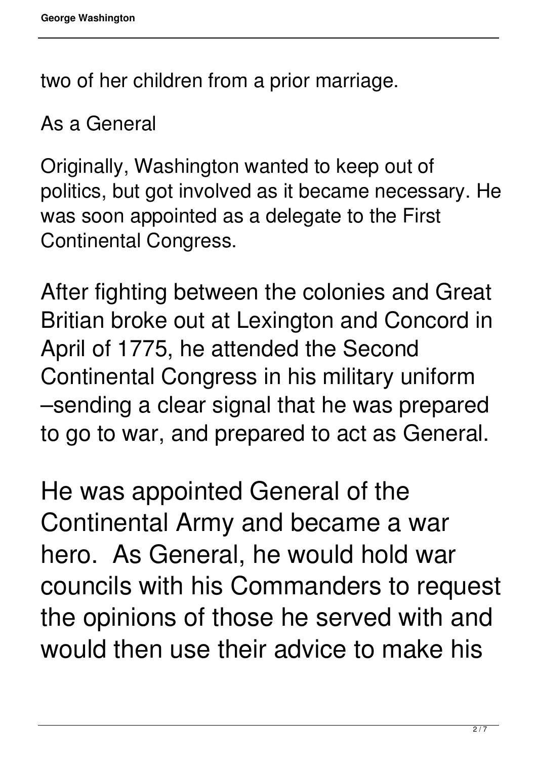two of her children from a prior marriage.

## As a General

Originally, Washington wanted to keep out of politics, but got involved as it became necessary. He was soon appointed as a delegate to the First Continental Congress.

After fighting between the colonies and Great Britian broke out at Lexington and Concord in April of 1775, he attended the Second Continental Congress in his military uniform –sending a clear signal that he was prepared to go to war, and prepared to act as General.

He was appointed General of the Continental Army and became a war hero. As General, he would hold war councils with his Commanders to request the opinions of those he served with and would then use their advice to make his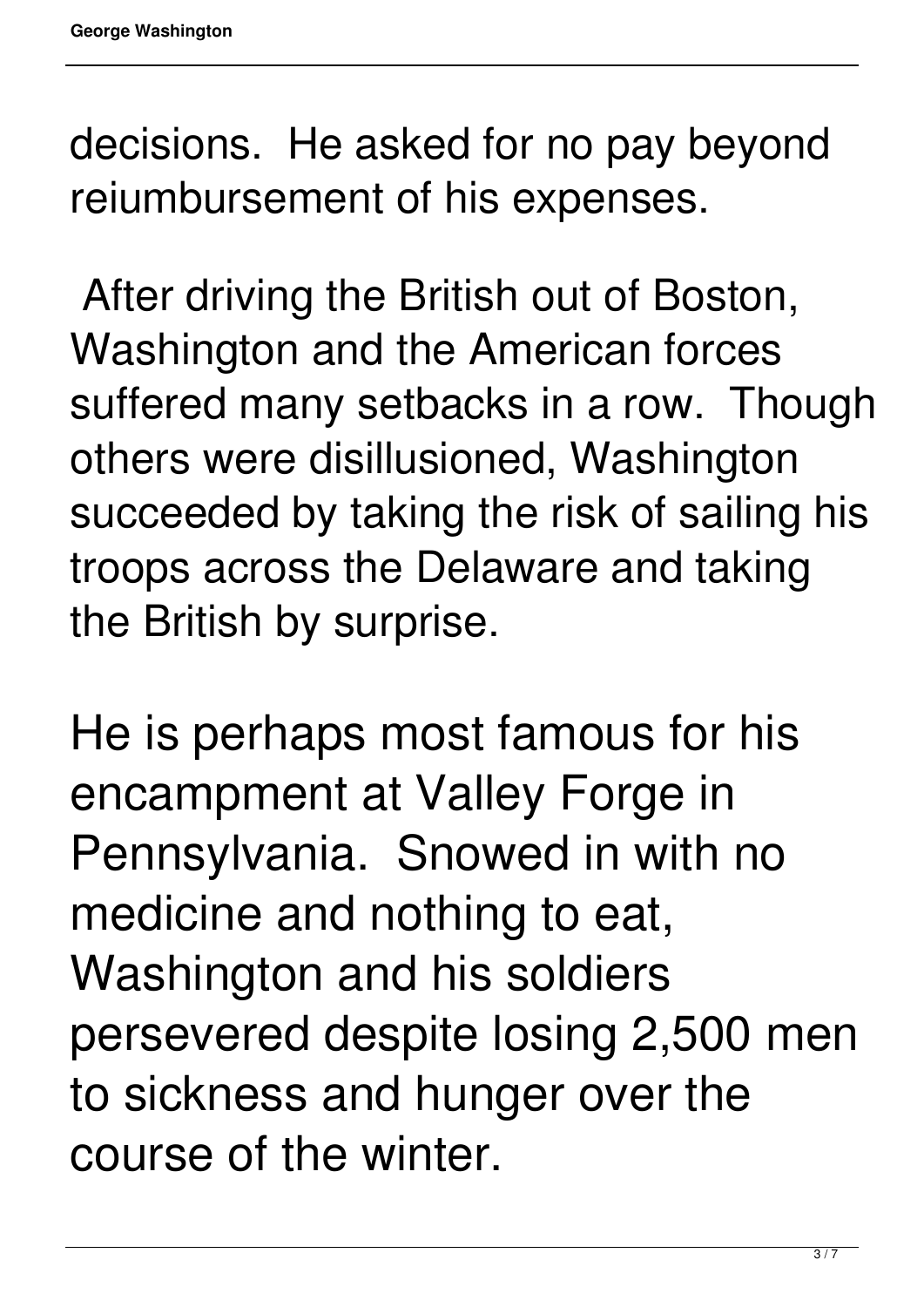decisions. He asked for no pay beyond reiumbursement of his expenses.

After driving the British out of Boston, Washington and the American forces suffered many setbacks in a row. Though others were disillusioned, Washington succeeded by taking the risk of sailing his troops across the Delaware and taking the British by surprise.

He is perhaps most famous for his encampment at Valley Forge in Pennsylvania. Snowed in with no medicine and nothing to eat, Washington and his soldiers persevered despite losing 2,500 men to sickness and hunger over the course of the winter.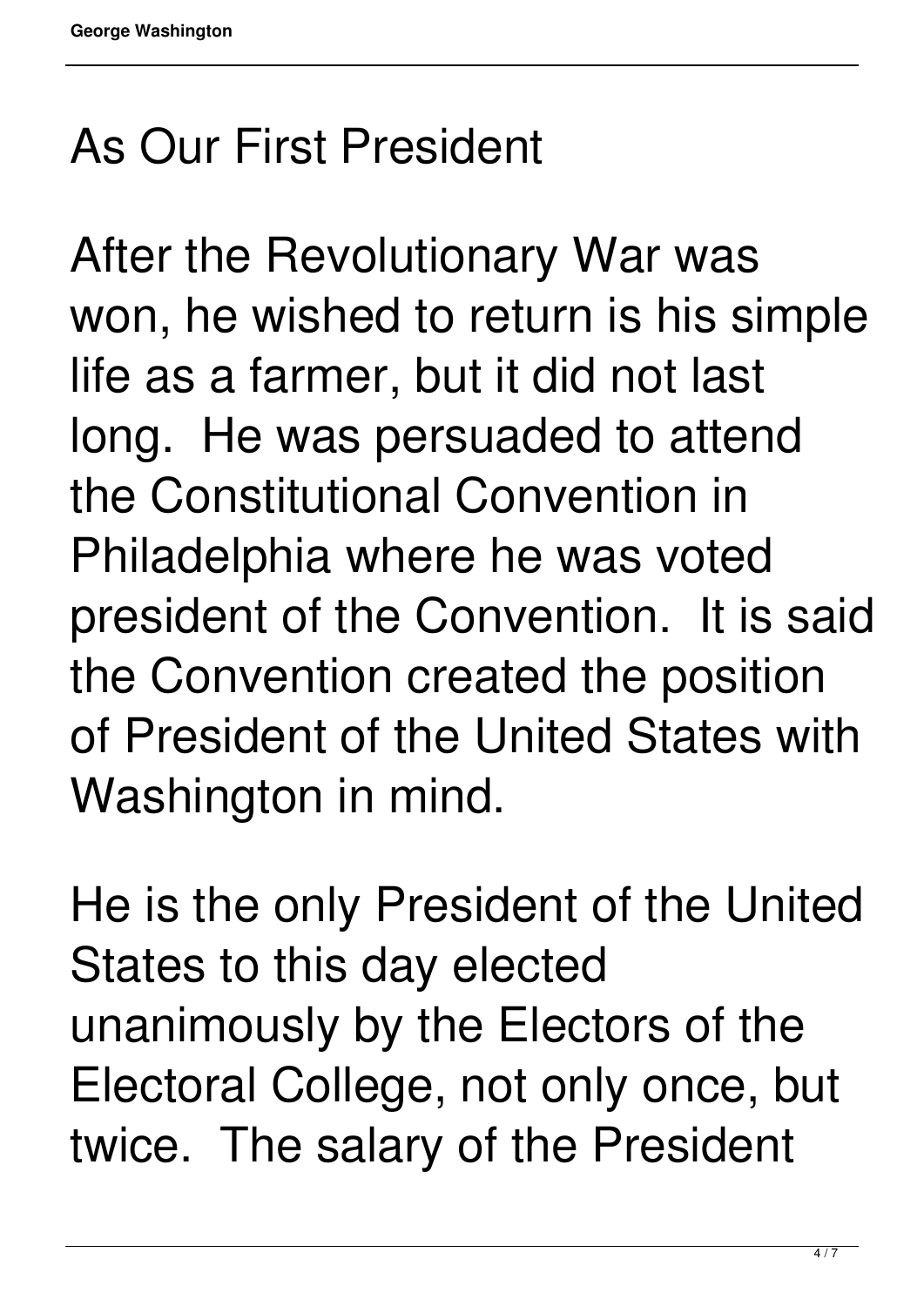## As Our First President

After the Revolutionary War was won, he wished to return is his simple life as a farmer, but it did not last long. He was persuaded to attend the Constitutional Convention in Philadelphia where he was voted president of the Convention. It is said the Convention created the position of President of the United States with Washington in mind.

He is the only President of the United States to this day elected unanimously by the Electors of the Electoral College, not only once, but twice. The salary of the President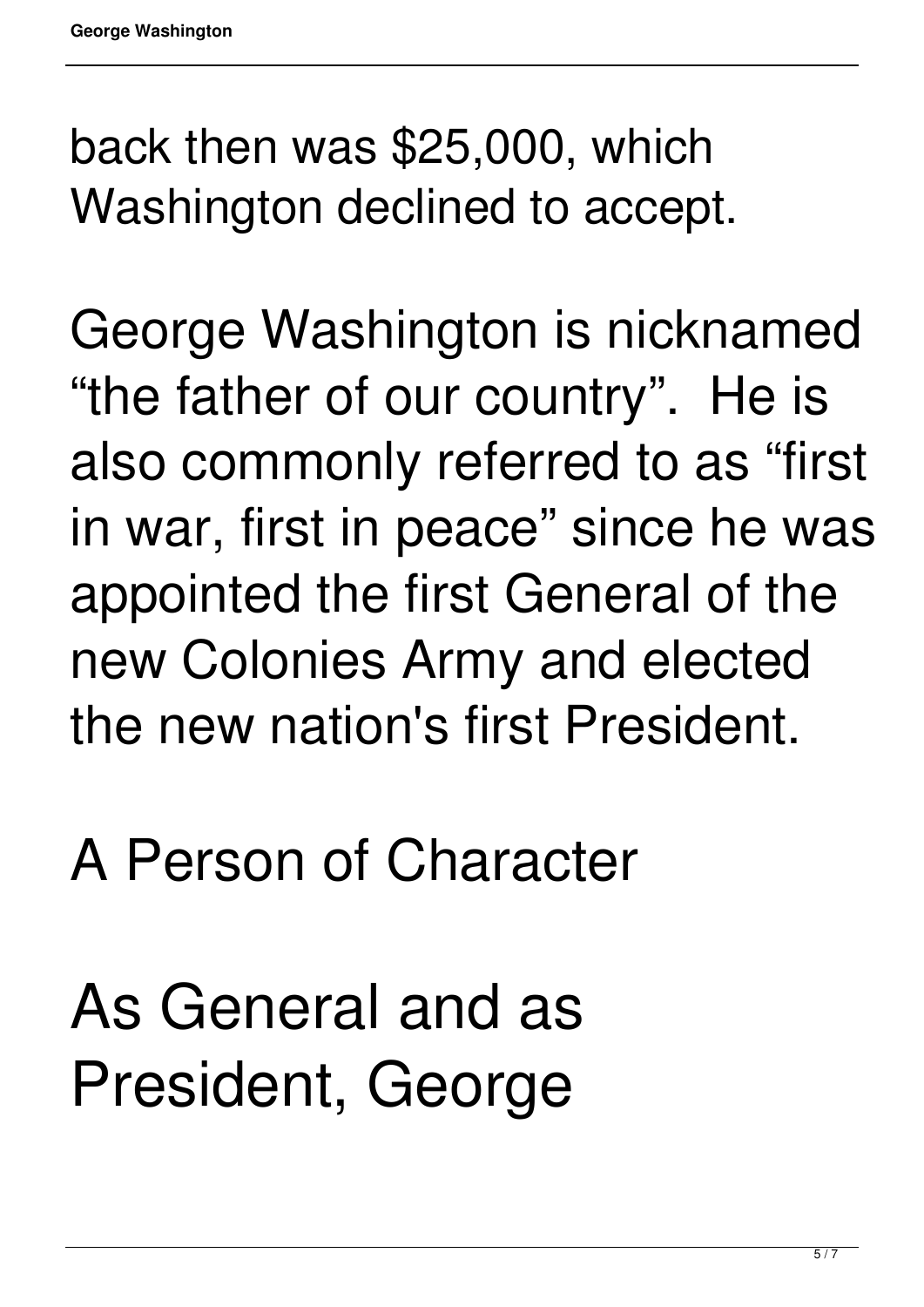back then was $25,000, which Washington declined to accept.

George Washington is nicknamed “the father of our country”.  He is also commonly referred to as “first in war, first in peace” since he was appointed the first General of the new Colonies Army and elected the new nation's first President.

## A Person of Character

As General and as President, George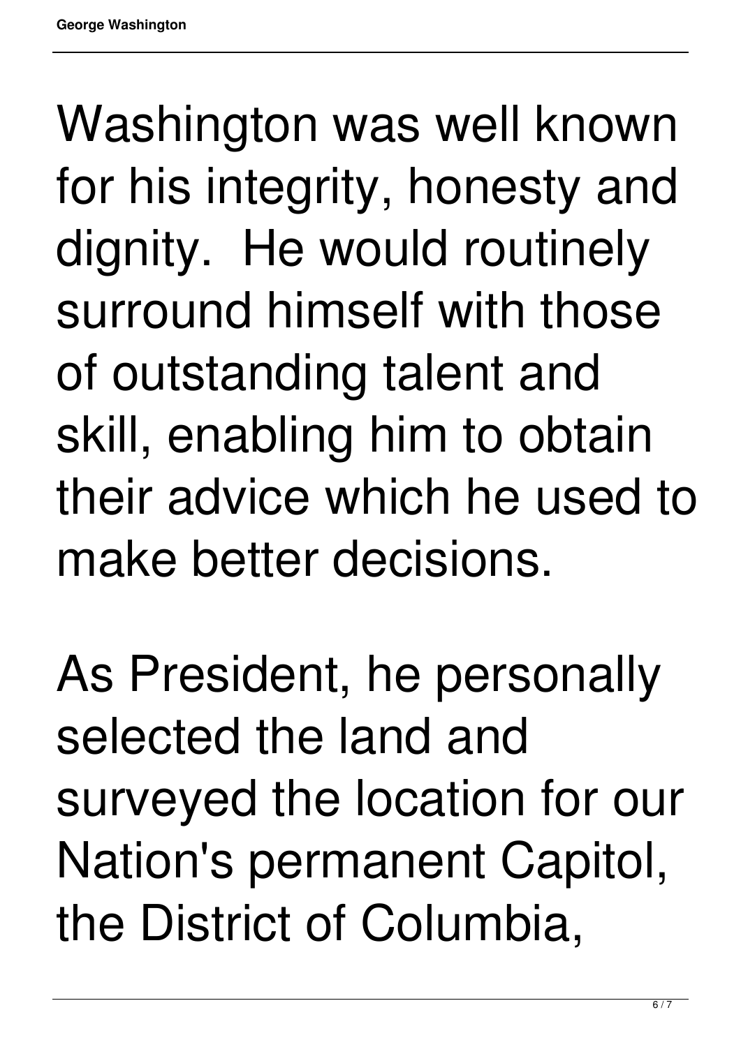Washington was well known for his integrity, honesty and dignity. He would routinely surround himself with those of outstanding talent and skill, enabling him to obtain their advice which he used to make better decisions.

As President, he personally selected the land and surveyed the location for our Nation's permanent Capitol, the District of Columbia,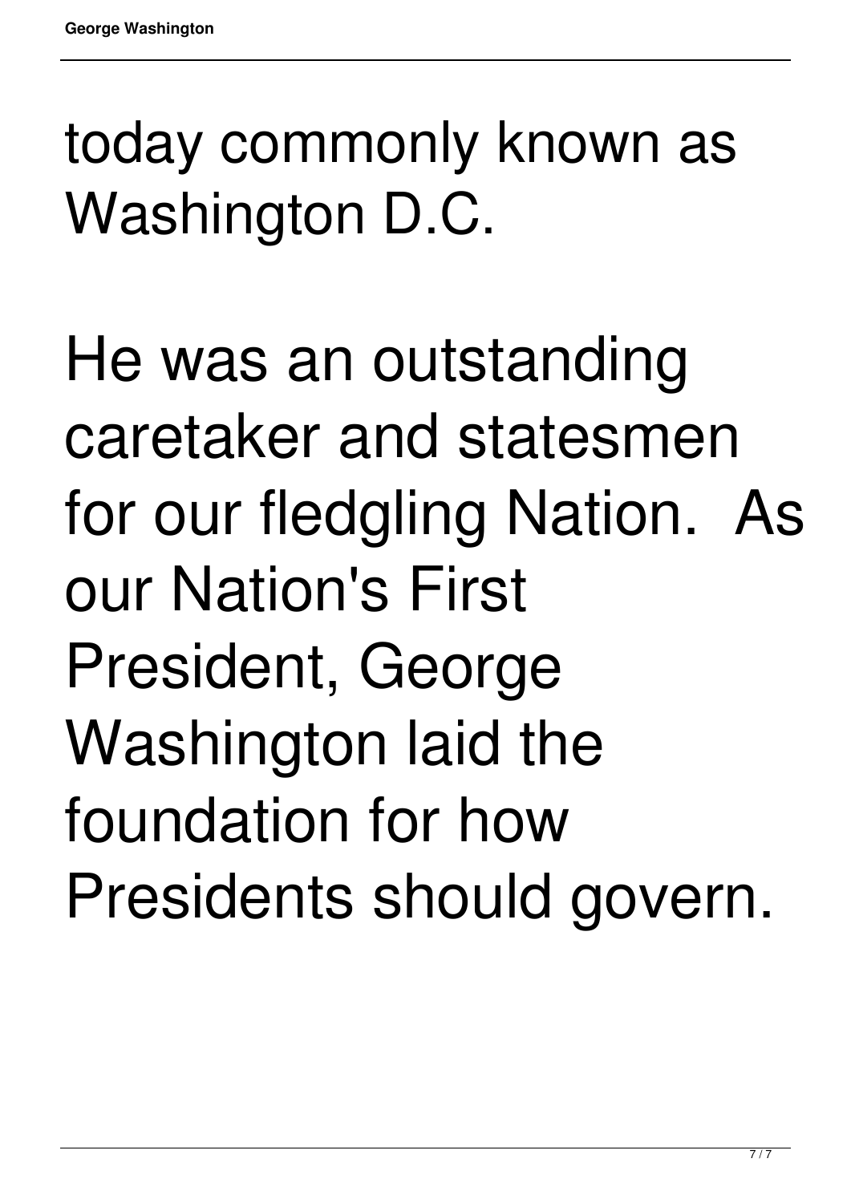today commonly known as Washington D.C.

He was an outstanding caretaker and statesmen for our fledgling Nation.  As our Nation's First President, George Washington laid the foundation for how Presidents should govern.